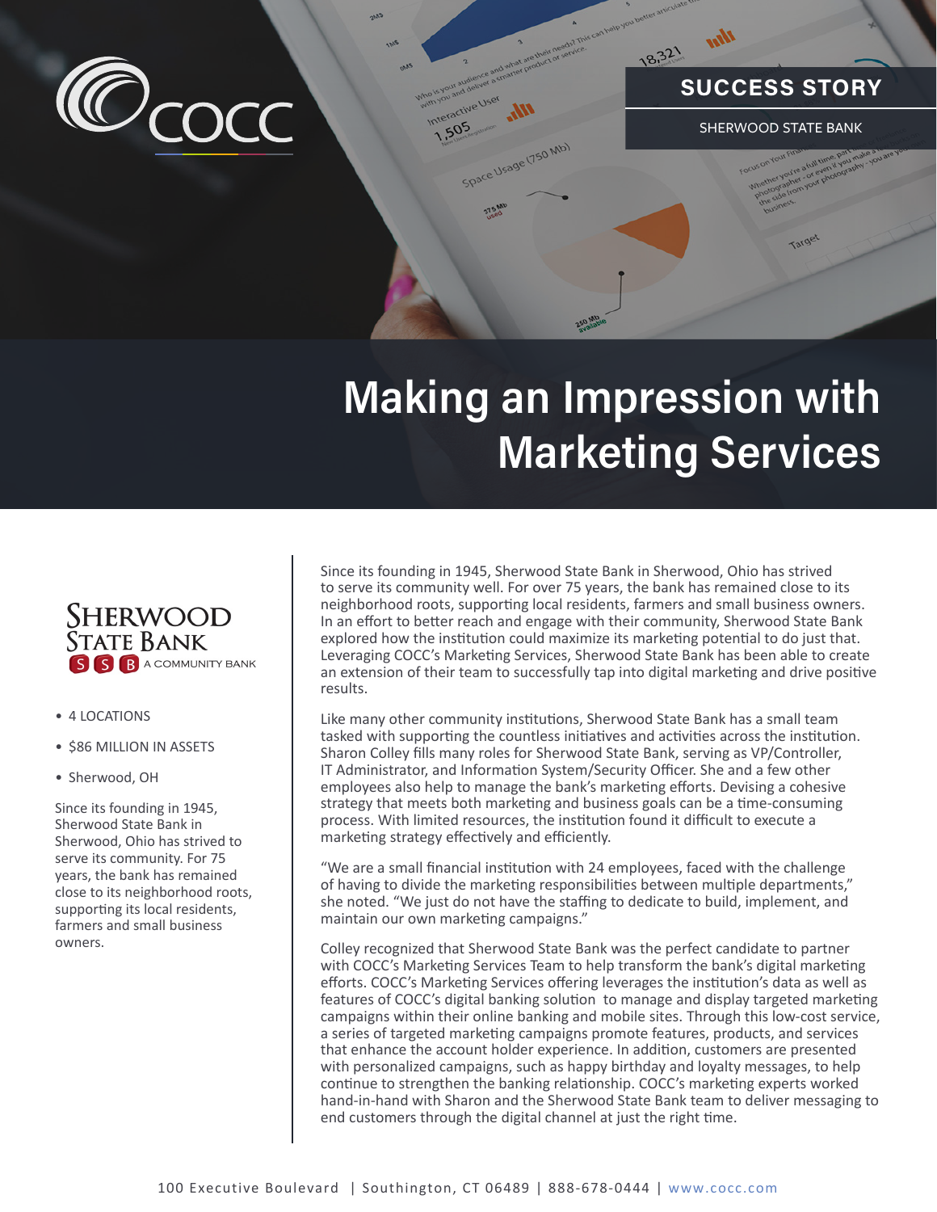COCC

**SUCCESS STORY**

SHERWOOD STATE BANK

# Making an Impression with Marketing Services

**Sherwood State Bank**

SSB A COMMUNITY BANK

- 4 LOCATIONS
- $86 MILLION IN ASSETS
- Sherwood, OH

Since its founding in 1945, Sherwood State Bank in Sherwood, Ohio has strived to serve its community. For 75 years, the bank has remained close to its neighborhood roots, supporting its local residents, farmers and small business owners.

Since its founding in 1945, Sherwood State Bank in Sherwood, Ohio has strived to serve its community well. For over 75 years, the bank has remained close to its neighborhood roots, supporting local residents, farmers and small business owners. In an effort to better reach and engage with their community, Sherwood State Bank explored how the institution could maximize its marketing potential to do just that. Leveraging COCC's Marketing Services, Sherwood State Bank has been able to create an extension of their team to successfully tap into digital marketing and drive positive results.

Like many other community institutions, Sherwood State Bank has a small team tasked with supporting the countless initiatives and activities across the institution. Sharon Colley fills many roles for Sherwood State Bank, serving as VP/Controller, IT Administrator, and Information System/Security Officer. She and a few other employees also help to manage the bank's marketing efforts. Devising a cohesive strategy that meets both marketing and business goals can be a time-consuming process. With limited resources, the institution found it difficult to execute a marketing strategy effectively and efficiently.

"We are a small financial institution with 24 employees, faced with the challenge of having to divide the marketing responsibilities between multiple departments," she noted. "We just do not have the staffing to dedicate to build, implement, and maintain our own marketing campaigns."

Colley recognized that Sherwood State Bank was the perfect candidate to partner with COCC's Marketing Services Team to help transform the bank's digital marketing efforts. COCC's Marketing Services offering leverages the institution's data as well as features of COCC's digital banking solution to manage and display targeted marketing campaigns within their online banking and mobile sites. Through this low-cost service, a series of targeted marketing campaigns promote features, products, and services that enhance the account holder experience. In addition, customers are presented with personalized campaigns, such as happy birthday and loyalty messages, to help continue to strengthen the banking relationship. COCC's marketing experts worked hand-in-hand with Sharon and the Sherwood State Bank team to deliver messaging to end customers through the digital channel at just the right time.

100 Executive Boulevard | Southington, CT 06489 | 888-678-0444 | www.cocc.com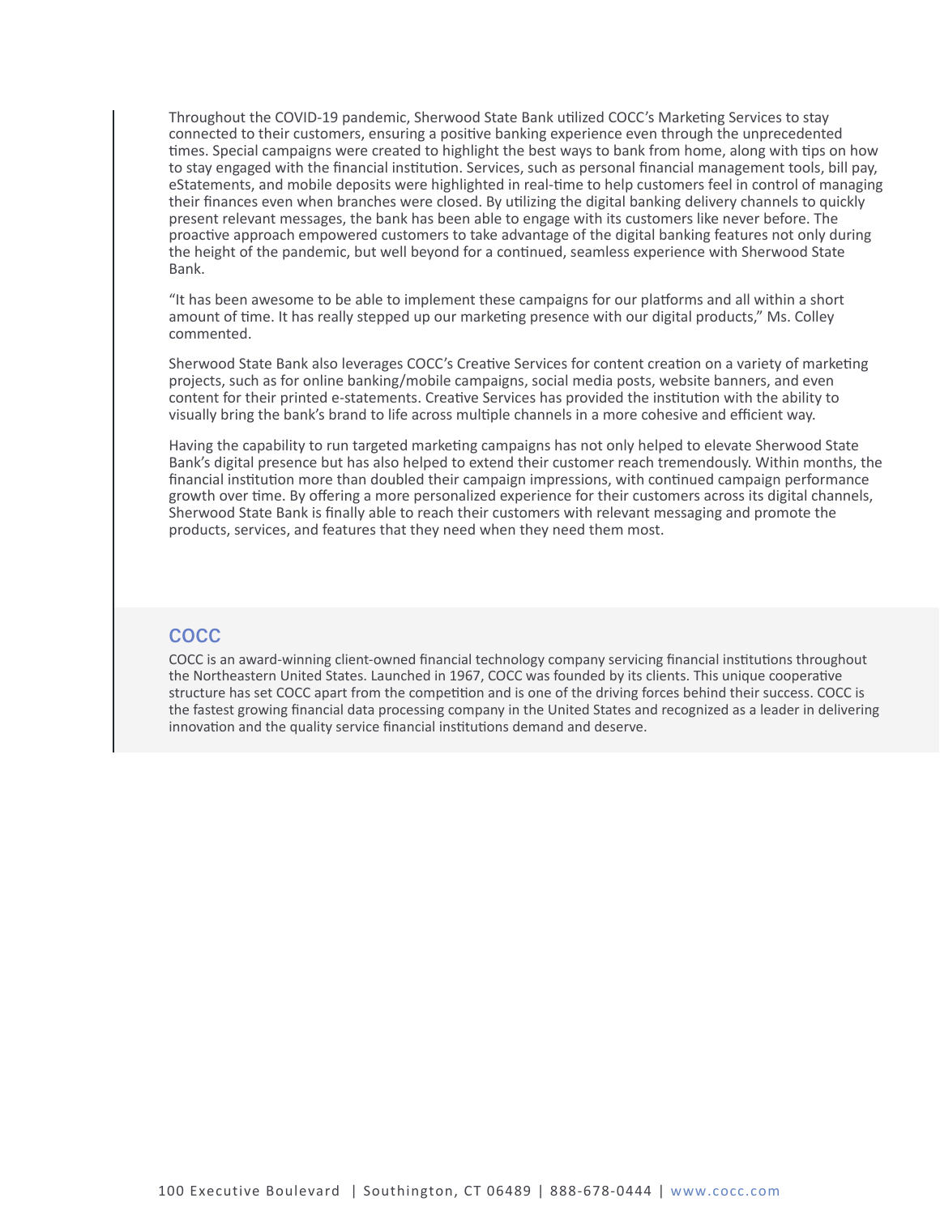Throughout the COVID-19 pandemic, Sherwood State Bank utilized COCC's Marketing Services to stay connected to their customers, ensuring a positive banking experience even through the unprecedented times. Special campaigns were created to highlight the best ways to bank from home, along with tips on how to stay engaged with the financial institution. Services, such as personal financial management tools, bill pay, eStatements, and mobile deposits were highlighted in real-time to help customers feel in control of managing their finances even when branches were closed. By utilizing the digital banking delivery channels to quickly present relevant messages, the bank has been able to engage with its customers like never before. The proactive approach empowered customers to take advantage of the digital banking features not only during the height of the pandemic, but well beyond for a continued, seamless experience with Sherwood State Bank.

"It has been awesome to be able to implement these campaigns for our platforms and all within a short amount of time. It has really stepped up our marketing presence with our digital products," Ms. Colley commented.

Sherwood State Bank also leverages COCC's Creative Services for content creation on a variety of marketing projects, such as for online banking/mobile campaigns, social media posts, website banners, and even content for their printed e-statements. Creative Services has provided the institution with the ability to visually bring the bank's brand to life across multiple channels in a more cohesive and efficient way.

Having the capability to run targeted marketing campaigns has not only helped to elevate Sherwood State Bank's digital presence but has also helped to extend their customer reach tremendously. Within months, the financial institution more than doubled their campaign impressions, with continued campaign performance growth over time. By offering a more personalized experience for their customers across its digital channels, Sherwood State Bank is finally able to reach their customers with relevant messaging and promote the products, services, and features that they need when they need them most.

## COCC

COCC is an award-winning client-owned financial technology company servicing financial institutions throughout the Northeastern United States. Launched in 1967, COCC was founded by its clients. This unique cooperative structure has set COCC apart from the competition and is one of the driving forces behind their success. COCC is the fastest growing financial data processing company in the United States and recognized as a leader in delivering innovation and the quality service financial institutions demand and deserve.

100 Executive Boulevard | Southington, CT 06489 | 888-678-0444 | www.cocc.com